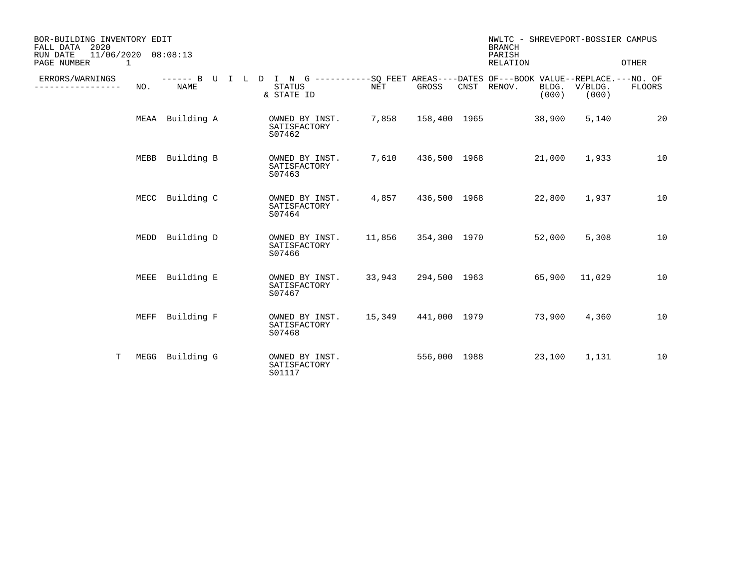BOR-BUILDING INVENTORY EDIT
FALL DATA 2020
RUN DATE 11/06/2020 08:08:13
PAGE NUMBER 1

NWLTC - SHREVEPORT-BOSSIER CAMPUS
BRANCH
PARISH
RELATION OTHER

| ERRORS/WARNINGS | NO. | NAME | STATUS & STATE ID | NET | GROSS | CNST | RENOV. | BOOK VALUE BLDG. (000) | REPLACE. V/BLDG. (000) | NO. OF FLOORS |
|---|---|---|---|---|---|---|---|---|---|---|
| | MEAA | Building A | OWNED BY INST. SATISFACTORY S07462 | 7,858 | 158,400 | 1965 | | 38,900 | 5,140 | 20 |
| | MEBB | Building B | OWNED BY INST. SATISFACTORY S07463 | 7,610 | 436,500 | 1968 | | 21,000 | 1,933 | 10 |
| | MECC | Building C | OWNED BY INST. SATISFACTORY S07464 | 4,857 | 436,500 | 1968 | | 22,800 | 1,937 | 10 |
| | MEDD | Building D | OWNED BY INST. SATISFACTORY S07466 | 11,856 | 354,300 | 1970 | | 52,000 | 5,308 | 10 |
| | MEEE | Building E | OWNED BY INST. SATISFACTORY S07467 | 33,943 | 294,500 | 1963 | | 65,900 | 11,029 | 10 |
| | MEFF | Building F | OWNED BY INST. SATISFACTORY S07468 | 15,349 | 441,000 | 1979 | | 73,900 | 4,360 | 10 |
| T | MEGG | Building G | OWNED BY INST. SATISFACTORY S01117 | | 556,000 | 1988 | | 23,100 | 1,131 | 10 |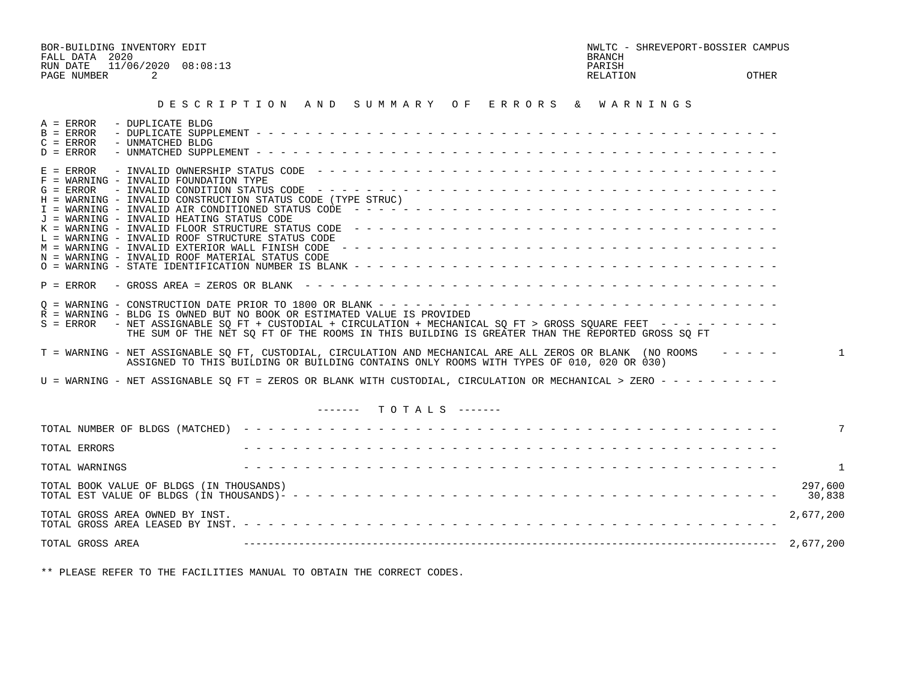BOR-BUILDING INVENTORY EDIT
FALL DATA 2020
RUN DATE 11/06/2020 08:08:13

NWLTC - SHREVEPORT-BOSSIER CAMPUS
BRANCH
PARISH
RELATION OTHER

## D E S C R I P T I O N   A N D   S U M M A R Y   O F   E R R O R S   &   W A R N I N G S

| Code | Description | Count |
|---|---|---|
| A = ERROR | DUPLICATE BLDG | |
| B = ERROR | DUPLICATE SUPPLEMENT | |
| C = ERROR | UNMATCHED BLDG | |
| D = ERROR | UNMATCHED SUPPLEMENT | |
| E = ERROR | INVALID OWNERSHIP STATUS CODE | |
| F = WARNING | INVALID FOUNDATION TYPE | |
| G = ERROR | INVALID CONDITION STATUS CODE | |
| H = WARNING | INVALID CONSTRUCTION STATUS CODE (TYPE STRUC) | |
| I = WARNING | INVALID AIR CONDITIONED STATUS CODE | |
| J = WARNING | INVALID HEATING STATUS CODE | |
| K = WARNING | INVALID FLOOR STRUCTURE STATUS CODE | |
| L = WARNING | INVALID ROOF STRUCTURE STATUS CODE | |
| M = WARNING | INVALID EXTERIOR WALL FINISH CODE | |
| N = WARNING | INVALID ROOF MATERIAL STATUS CODE | |
| O = WARNING | STATE IDENTIFICATION NUMBER IS BLANK | |
| P = ERROR | GROSS AREA = ZEROS OR BLANK | |
| Q = WARNING | CONSTRUCTION DATE PRIOR TO 1800 OR BLANK | |
| R = WARNING | BLDG IS OWNED BUT NO BOOK OR ESTIMATED VALUE IS PROVIDED | |
| S = ERROR | NET ASSIGNABLE SQ FT + CUSTODIAL + CIRCULATION + MECHANICAL SQ FT > GROSS SQUARE FEET<br>THE SUM OF THE NET SQ FT OF THE ROOMS IN THIS BUILDING IS GREATER THAN THE REPORTED GROSS SQ FT | |
| T = WARNING | NET ASSIGNABLE SQ FT, CUSTODIAL, CIRCULATION AND MECHANICAL ARE ALL ZEROS OR BLANK (NO ROOMS ASSIGNED TO THIS BUILDING OR BUILDING CONTAINS ONLY ROOMS WITH TYPES OF 010, 020 OR 030) | 1 |
| U = WARNING | NET ASSIGNABLE SQ FT = ZEROS OR BLANK WITH CUSTODIAL, CIRCULATION OR MECHANICAL > ZERO | |

## ------- T O T A L S -------

| | |
|---|---|
| TOTAL NUMBER OF BLDGS (MATCHED) | 7 |
| TOTAL ERRORS | |
| TOTAL WARNINGS | 1 |
| TOTAL BOOK VALUE OF BLDGS (IN THOUSANDS) | 297,600 |
| TOTAL EST VALUE OF BLDGS (IN THOUSANDS) | 30,838 |
| TOTAL GROSS AREA OWNED BY INST. | 2,677,200 |
| TOTAL GROSS AREA LEASED BY INST. | |
| TOTAL GROSS AREA | 2,677,200 |

** PLEASE REFER TO THE FACILITIES MANUAL TO OBTAIN THE CORRECT CODES.